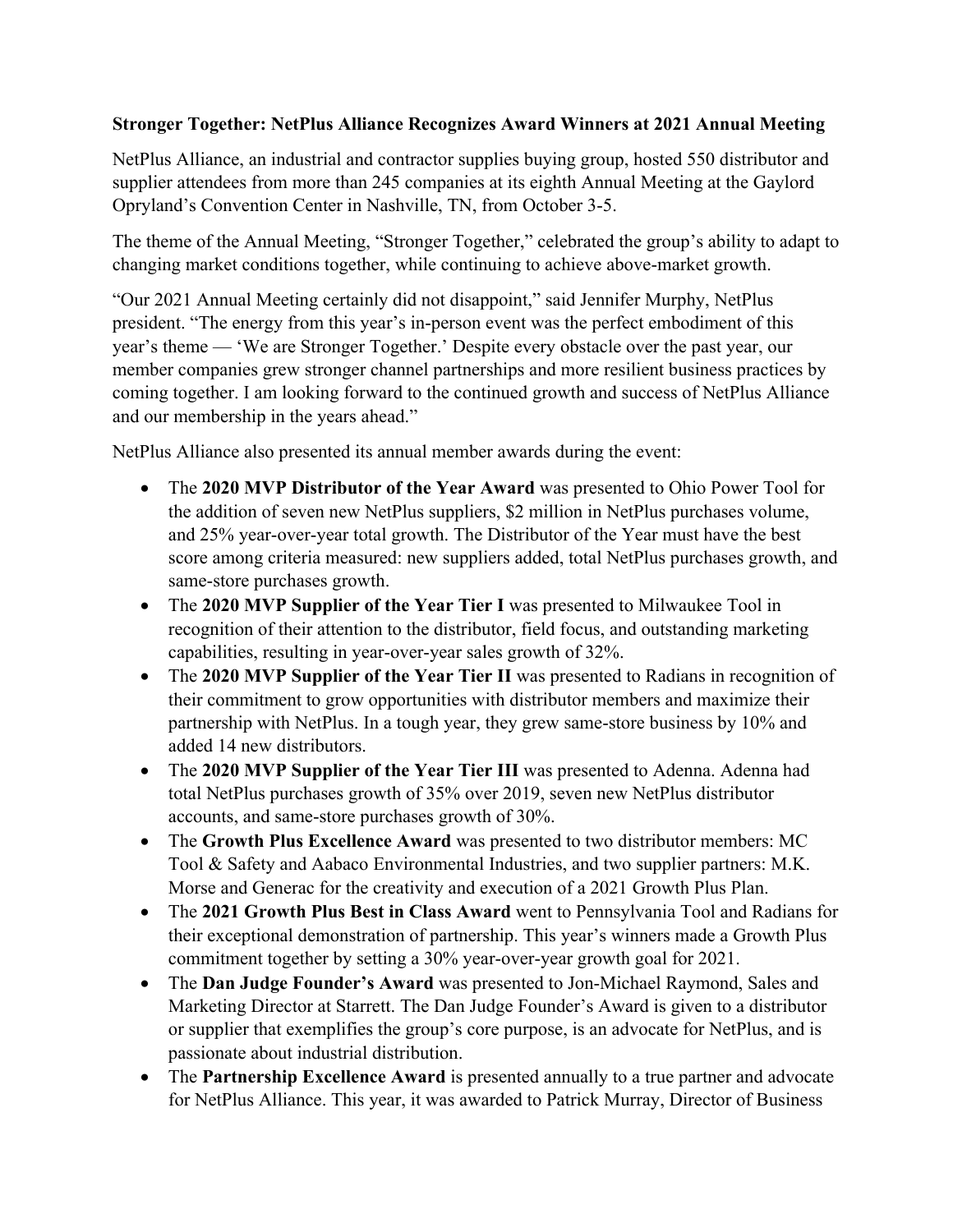**Stronger Together: NetPlus Alliance Recognizes Award Winners at 2021 Annual Meeting**

NetPlus Alliance, an industrial and contractor supplies buying group, hosted 550 distributor and supplier attendees from more than 245 companies at its eighth Annual Meeting at the Gaylord Opryland's Convention Center in Nashville, TN, from October 3-5.

The theme of the Annual Meeting, "Stronger Together," celebrated the group's ability to adapt to changing market conditions together, while continuing to achieve above-market growth.

"Our 2021 Annual Meeting certainly did not disappoint," said Jennifer Murphy, NetPlus president. "The energy from this year's in-person event was the perfect embodiment of this year's theme — 'We are Stronger Together.' Despite every obstacle over the past year, our member companies grew stronger channel partnerships and more resilient business practices by coming together. I am looking forward to the continued growth and success of NetPlus Alliance and our membership in the years ahead."

NetPlus Alliance also presented its annual member awards during the event:

- The **2020 MVP Distributor of the Year Award** was presented to Ohio Power Tool for the addition of seven new NetPlus suppliers, $2 million in NetPlus purchases volume, and 25% year-over-year total growth. The Distributor of the Year must have the best score among criteria measured: new suppliers added, total NetPlus purchases growth, and same-store purchases growth.
- The **2020 MVP Supplier of the Year Tier I** was presented to Milwaukee Tool in recognition of their attention to the distributor, field focus, and outstanding marketing capabilities, resulting in year-over-year sales growth of 32%.
- The **2020 MVP Supplier of the Year Tier II** was presented to Radians in recognition of their commitment to grow opportunities with distributor members and maximize their partnership with NetPlus. In a tough year, they grew same-store business by 10% and added 14 new distributors.
- The **2020 MVP Supplier of the Year Tier III** was presented to Adenna. Adenna had total NetPlus purchases growth of 35% over 2019, seven new NetPlus distributor accounts, and same-store purchases growth of 30%.
- The **Growth Plus Excellence Award** was presented to two distributor members: MC Tool & Safety and Aabaco Environmental Industries, and two supplier partners: M.K. Morse and Generac for the creativity and execution of a 2021 Growth Plus Plan.
- The **2021 Growth Plus Best in Class Award** went to Pennsylvania Tool and Radians for their exceptional demonstration of partnership. This year's winners made a Growth Plus commitment together by setting a 30% year-over-year growth goal for 2021.
- The **Dan Judge Founder's Award** was presented to Jon-Michael Raymond, Sales and Marketing Director at Starrett. The Dan Judge Founder's Award is given to a distributor or supplier that exemplifies the group's core purpose, is an advocate for NetPlus, and is passionate about industrial distribution.
- The **Partnership Excellence Award** is presented annually to a true partner and advocate for NetPlus Alliance. This year, it was awarded to Patrick Murray, Director of Business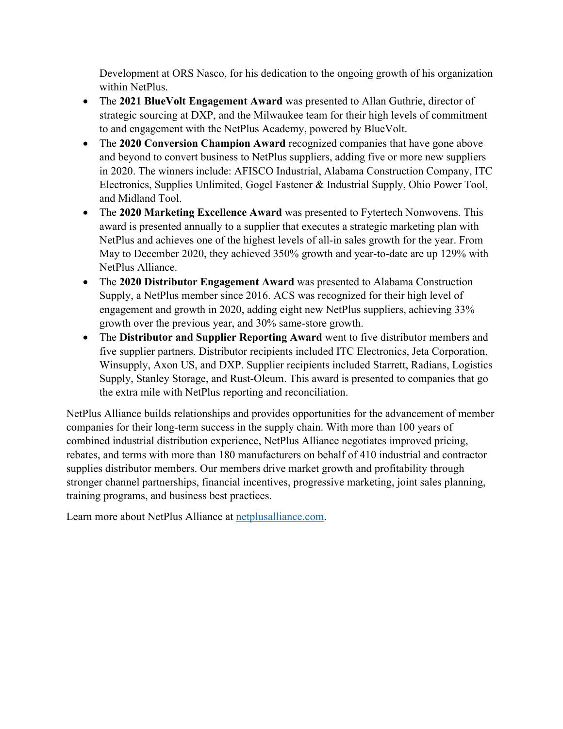Development at ORS Nasco, for his dedication to the ongoing growth of his organization within NetPlus.

- The **2021 BlueVolt Engagement Award** was presented to Allan Guthrie, director of strategic sourcing at DXP, and the Milwaukee team for their high levels of commitment to and engagement with the NetPlus Academy, powered by BlueVolt.
- The **2020 Conversion Champion Award** recognized companies that have gone above and beyond to convert business to NetPlus suppliers, adding five or more new suppliers in 2020. The winners include: AFISCO Industrial, Alabama Construction Company, ITC Electronics, Supplies Unlimited, Gogel Fastener & Industrial Supply, Ohio Power Tool, and Midland Tool.
- The **2020 Marketing Excellence Award** was presented to Fytertech Nonwovens. This award is presented annually to a supplier that executes a strategic marketing plan with NetPlus and achieves one of the highest levels of all-in sales growth for the year. From May to December 2020, they achieved 350% growth and year-to-date are up 129% with NetPlus Alliance.
- The **2020 Distributor Engagement Award** was presented to Alabama Construction Supply, a NetPlus member since 2016. ACS was recognized for their high level of engagement and growth in 2020, adding eight new NetPlus suppliers, achieving 33% growth over the previous year, and 30% same-store growth.
- The **Distributor and Supplier Reporting Award** went to five distributor members and five supplier partners. Distributor recipients included ITC Electronics, Jeta Corporation, Winsupply, Axon US, and DXP. Supplier recipients included Starrett, Radians, Logistics Supply, Stanley Storage, and Rust-Oleum. This award is presented to companies that go the extra mile with NetPlus reporting and reconciliation.

NetPlus Alliance builds relationships and provides opportunities for the advancement of member companies for their long-term success in the supply chain. With more than 100 years of combined industrial distribution experience, NetPlus Alliance negotiates improved pricing, rebates, and terms with more than 180 manufacturers on behalf of 410 industrial and contractor supplies distributor members. Our members drive market growth and profitability through stronger channel partnerships, financial incentives, progressive marketing, joint sales planning, training programs, and business best practices.

Learn more about NetPlus Alliance at [netplusalliance.com](netplusalliance.com).